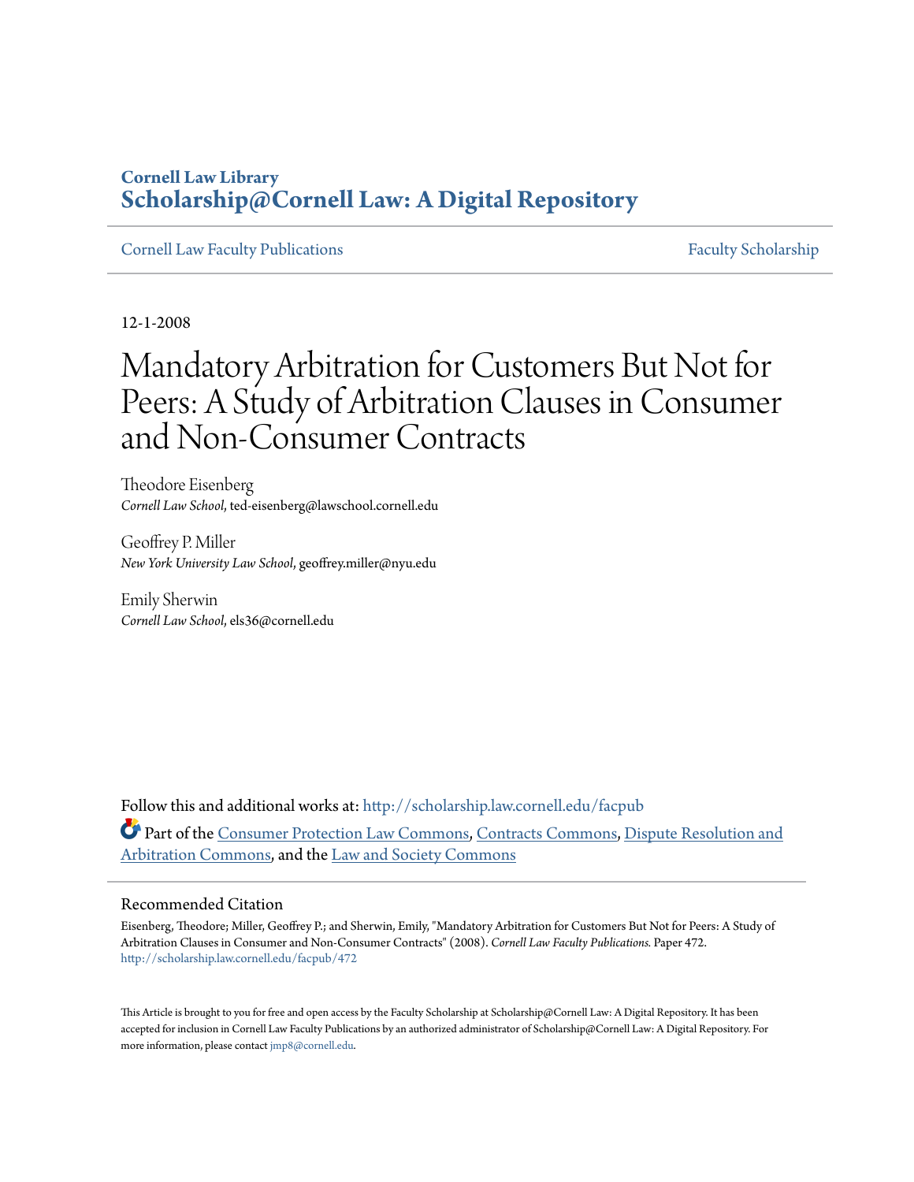Cornell Law Library
**Scholarship@Cornell Law: A Digital Repository**

Cornell Law Faculty Publications | Faculty Scholarship

12-1-2008

# Mandatory Arbitration for Customers But Not for Peers: A Study of Arbitration Clauses in Consumer and Non-Consumer Contracts

Theodore Eisenberg
*Cornell Law School*, ted-eisenberg@lawschool.cornell.edu

Geoffrey P. Miller
*New York University Law School*, geoffrey.miller@nyu.edu

Emily Sherwin
*Cornell Law School*, els36@cornell.edu

Follow this and additional works at: http://scholarship.law.cornell.edu/facpub

Part of the Consumer Protection Law Commons, Contracts Commons, Dispute Resolution and Arbitration Commons, and the Law and Society Commons

## Recommended Citation

Eisenberg, Theodore; Miller, Geoffrey P.; and Sherwin, Emily, "Mandatory Arbitration for Customers But Not for Peers: A Study of Arbitration Clauses in Consumer and Non-Consumer Contracts" (2008). *Cornell Law Faculty Publications.* Paper 472.
http://scholarship.law.cornell.edu/facpub/472

This Article is brought to you for free and open access by the Faculty Scholarship at Scholarship@Cornell Law: A Digital Repository. It has been accepted for inclusion in Cornell Law Faculty Publications by an authorized administrator of Scholarship@Cornell Law: A Digital Repository. For more information, please contact jmp8@cornell.edu.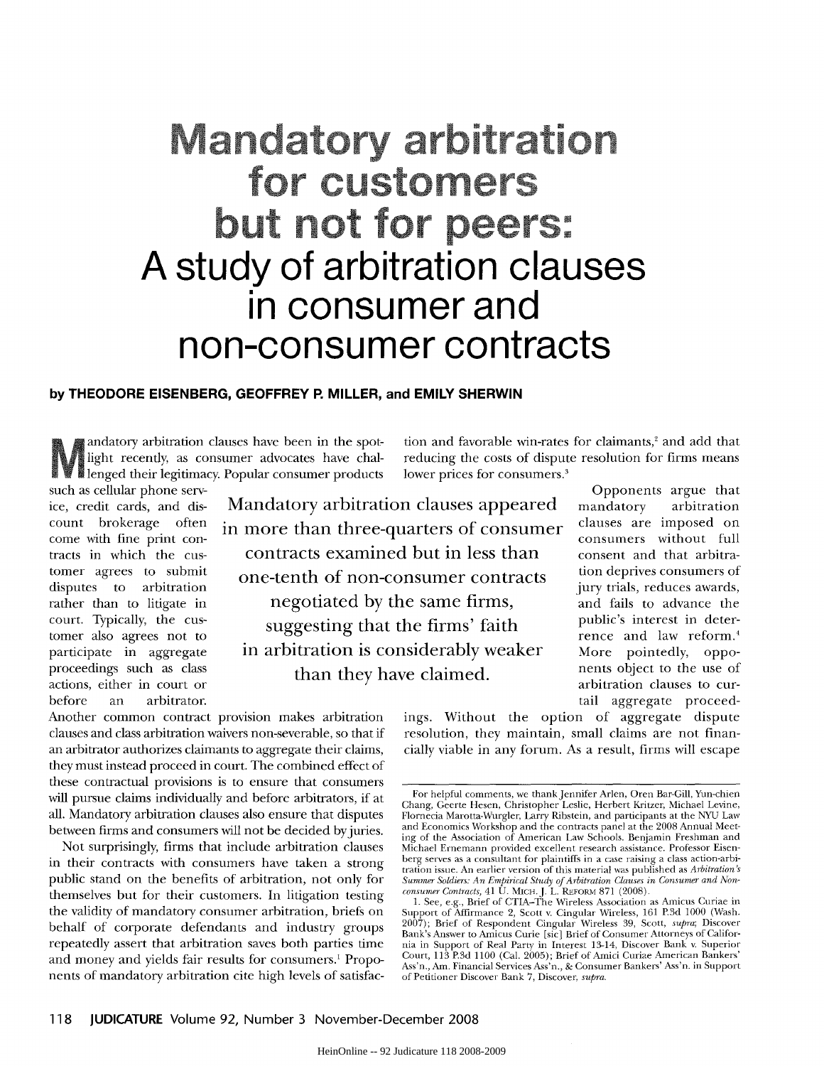# Mandatory arbitration for customers but not for peers:

# A study of arbitration clauses in consumer and non-consumer contracts

**by THEODORE EISENBERG, GEOFFREY P. MILLER, and EMILY SHERWIN**

Mandatory arbitration clauses have been in the spotlight recently, as consumer advocates have challenged their legitimacy. Popular consumer products such as cellular phone service, credit cards, and discount brokerage often come with fine print contracts in which the customer agrees to submit disputes to arbitration rather than to litigate in court. Typically, the customer also agrees not to participate in aggregate proceedings such as class actions, either in court or before an arbitrator. Another common contract provision makes arbitration clauses and class arbitration waivers non-severable, so that if an arbitrator authorizes claimants to aggregate their claims, they must instead proceed in court. The combined effect of these contractual provisions is to ensure that consumers will pursue claims individually and before arbitrators, if at all. Mandatory arbitration clauses also ensure that disputes between firms and consumers will not be decided by juries.

Not surprisingly, firms that include arbitration clauses in their contracts with consumers have taken a strong public stand on the benefits of arbitration, not only for themselves but for their customers. In litigation testing the validity of mandatory consumer arbitration, briefs on behalf of corporate defendants and industry groups repeatedly assert that arbitration saves both parties time and money and yields fair results for consumers.[1] Proponents of mandatory arbitration cite high levels of satisfaction and favorable win-rates for claimants,[2] and add that reducing the costs of dispute resolution for firms means lower prices for consumers.[3]

> Mandatory arbitration clauses appeared in more than three-quarters of consumer contracts examined but in less than one-tenth of non-consumer contracts negotiated by the same firms, suggesting that the firms' faith in arbitration is considerably weaker than they have claimed.

Opponents argue that mandatory arbitration clauses are imposed on consumers without full consent and that arbitration deprives consumers of jury trials, reduces awards, and fails to advance the public's interest in deterrence and law reform.[4] More pointedly, opponents object to the use of arbitration clauses to curtail aggregate proceedings. Without the option of aggregate dispute resolution, they maintain, small claims are not financially viable in any forum. As a result, firms will escape

---

For helpful comments, we thank Jennifer Arlen, Oren Bar-Gill, Yun-chien Chang, Geerte Hesen, Christopher Leslie, Herbert Kritzer, Michael Levine, Florencia Marotta-Wurgler, Larry Ribstein, and participants at the NYU Law and Economics Workshop and the contracts panel at the 2008 Annual Meeting of the Association of American Law Schools. Benjamin Freshman and Michael Ernemann provided excellent research assistance. Professor Eisenberg serves as a consultant for plaintiffs in a case raising a class action-arbitration issue. An earlier version of this material was published as *Arbitration's Summer Soldiers: An Empirical Study of Arbitration Clauses in Consumer and Nonconsumer Contracts*, 41 U. MICH. J. L. REFORM 871 (2008).

1. See, e.g., Brief of CTIA–The Wireless Association as Amicus Curiae in Support of Affirmance 2, Scott v. Cingular Wireless, 161 P.3d 1000 (Wash. 2007); Brief of Respondent Cingular Wireless 39, Scott, *supra*; Discover Bank's Answer to Amicus Curie [sic] Brief of Consumer Attorneys of California in Support of Real Party in Interest 13-14, Discover Bank v. Superior Court, 113 P.3d 1100 (Cal. 2005); Brief of Amici Curiae American Bankers' Ass'n., Am. Financial Services Ass'n., & Consumer Bankers' Ass'n. in Support of Petitioner Discover Bank 7, Discover, *supra*.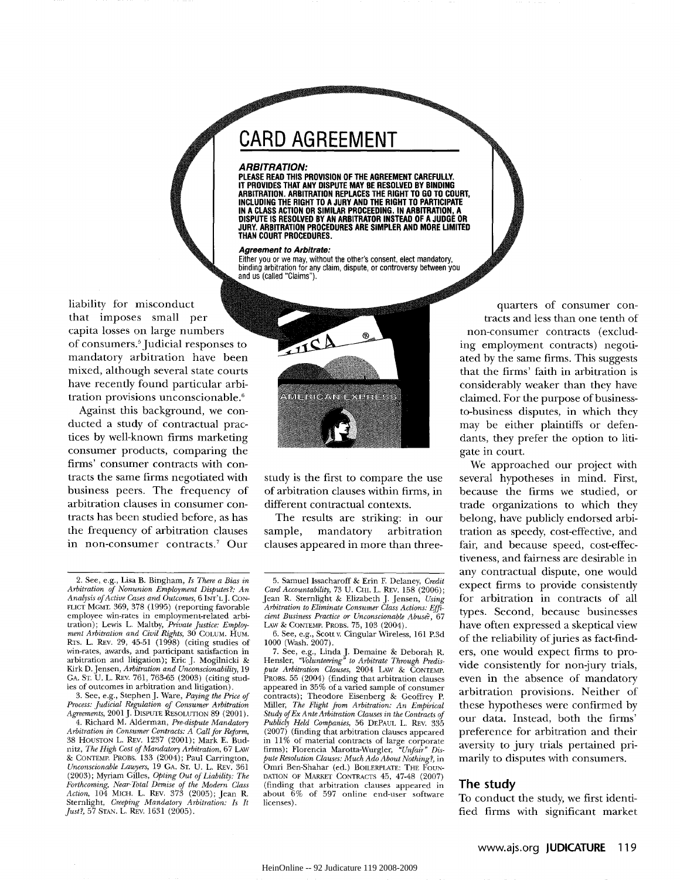## CARD AGREEMENT

***ARBITRATION:***

**PLEASE READ THIS PROVISION OF THE AGREEMENT CAREFULLY. IT PROVIDES THAT ANY DISPUTE MAY BE RESOLVED BY BINDING ARBITRATION. ARBITRATION REPLACES THE RIGHT TO GO TO COURT, INCLUDING THE RIGHT TO A JURY AND THE RIGHT TO PARTICIPATE IN A CLASS ACTION OR SIMILAR PROCEEDING. IN ARBITRATION, A DISPUTE IS RESOLVED BY AN ARBITRATOR INSTEAD OF A JUDGE OR JURY. ARBITRATION PROCEDURES ARE SIMPLER AND MORE LIMITED THAN COURT PROCEDURES.**

***Agreement to Arbitrate:***

Either you or we may, without the other's consent, elect mandatory, binding arbitration for any claim, dispute, or controversy between you and us (called "Claims").

liability for misconduct that imposes small per capita losses on large numbers of consumers.[5] Judicial responses to mandatory arbitration have been mixed, although several state courts have recently found particular arbitration provisions unconscionable.[6]

Against this background, we conducted a study of contractual practices by well-known firms marketing consumer products, comparing the firms' consumer contracts with contracts the same firms negotiated with business peers. The frequency of arbitration clauses in consumer contracts has been studied before, as has the frequency of arbitration clauses in non-consumer contracts.[7] Our study is the first to compare the use of arbitration clauses within firms, in different contractual contexts.

The results are striking: in our sample, mandatory arbitration clauses appeared in more than three-quarters of consumer contracts and less than one tenth of non-consumer contracts (excluding employment contracts) negotiated by the same firms. This suggests that the firms' faith in arbitration is considerably weaker than they have claimed. For the purpose of business-to-business disputes, in which they may be either plaintiffs or defendants, they prefer the option to litigate in court.

We approached our project with several hypotheses in mind. First, because the firms we studied, or trade organizations to which they belong, have publicly endorsed arbitration as speedy, cost-effective, and fair, and because speed, cost-effectiveness, and fairness are desirable in any contractual dispute, one would expect firms to provide consistently for arbitration in contracts of all types. Second, because businesses have often expressed a skeptical view of the reliability of juries as fact-finders, one would expect firms to provide consistently for non-jury trials, even in the absence of mandatory arbitration provisions. Neither of these hypotheses were confirmed by our data. Instead, both the firms' preference for arbitration and their aversity to jury trials pertained primarily to disputes with consumers.

## The study

To conduct the study, we first identified firms with significant market

---

2. See, e.g., Lisa B. Bingham, *Is There a Bias in Arbitration of Nonunion Employment Disputes?: An Analysis of Active Cases and Outcomes*, 6 INT'L J. CONFLICT MGMT. 369, 378 (1995) (reporting favorable employee win-rates in employment-related arbitration); Lewis L. Maltby, *Private Justice: Employment Arbitration and Civil Rights*, 30 COLUM. HUM. RTS. L. REV. 29, 45-51 (1998) (citing studies of win-rates, awards, and participant satisfaction in arbitration and litigation); Eric J. Mogilnicki & Kirk D. Jensen, *Arbitration and Unconscionability*, 19 GA. ST. U. L. REV. 761, 763-65 (2003) (citing studies of outcomes in arbitration and litigation).

3. See, e.g., Stephen J. Ware, *Paying the Price of Process: Judicial Regulation of Consumer Arbitration Agreements*, 2001 J. DISPUTE RESOLUTION 89 (2001).

4. Richard M. Alderman, *Pre-dispute Mandatory Arbitration in Consumer Contracts: A Call for Reform*, 38 HOUSTON L. REV. 1237 (2001); Mark E. Budnitz, *The High Cost of Mandatory Arbitration*, 67 LAW & CONTEMP. PROBS. 133 (2004); Paul Carrington, *Unconscionable Lawyers*, 19 GA. ST. U. L. REV. 361 (2003); Myriam Gilles, *Opting Out of Liability: The Forthcoming, Near-Total Demise of the Modern Class Action*, 104 MICH. L. REV. 373 (2005); Jean R. Sternlight, *Creeping Mandatory Arbitration: Is It Just?*, 57 STAN. L. REV. 1631 (2005).

5. Samuel Issacharoff & Erin F. Delaney, *Credit Card Accountability*, 73 U. CHI. L. REV. 158 (2006); Jean R. Sternlight & Elizabeth J. Jensen, *Using Arbitration to Eliminate Consumer Class Actions: Efficient Business Practice or Unconscionable Abuse?*, 67 LAW & CONTEMP. PROBS. 75, 103 (2004).

6. See, e.g., Scott v. Cingular Wireless, 161 P.3d 1000 (Wash. 2007).

7. See, e.g., Linda J. Demaine & Deborah R. Hensler, *"Volunteering" to Arbitrate Through Predispute Arbitration Clauses*, 2004 LAW & CONTEMP. PROBS. 55 (2004) (finding that arbitration clauses appeared in 35% of a varied sample of consumer contracts); Theodore Eisenberg & Geoffrey P. Miller, *The Flight from Arbitration: An Empirical Study of Ex Ante Arbitration Clauses in the Contracts of Publicly Held Companies*, 56 DEPAUL L. REV. 335 (2007) (finding that arbitration clauses appeared in 11% of material contracts of large corporate firms); Florencia Marotta-Wurgler, *"Unfair" Dispute Resolution Clauses: Much Ado About Nothing?*, in Omri Ben-Shahar (ed.) BOILERPLATE: THE FOUNDATION OF MARKET CONTRACTS 45, 47-48 (2007) (finding that arbitration clauses appeared in about 6% of 597 online end-user software licenses).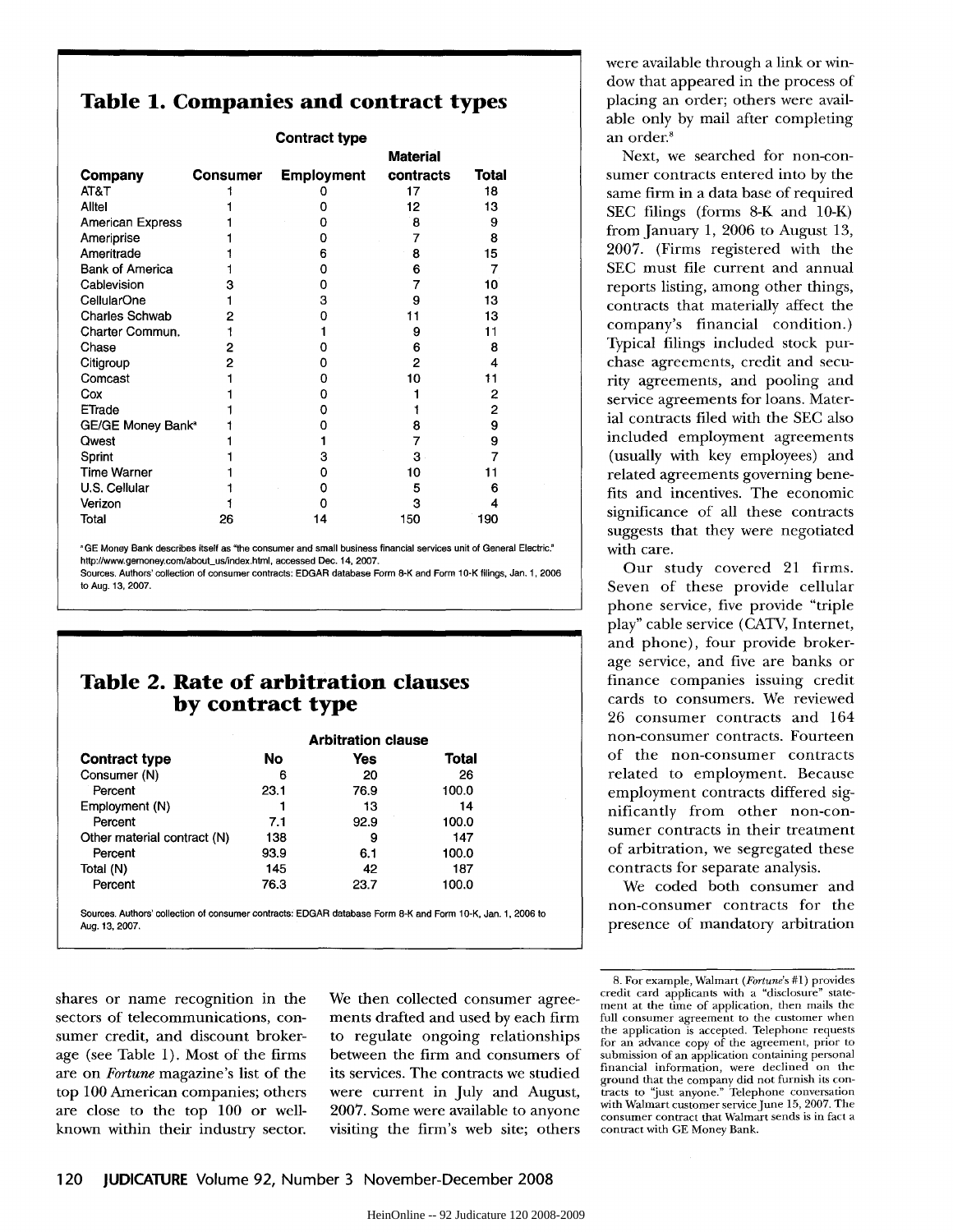## Table 1. Companies and contract types

| Company | Consumer | Employment | Material contracts | Total |
|---|---|---|---|---|
| | Contract type | | | |
| AT&T | 1 | 0 | 17 | 18 |
| Alltel | 1 | 0 | 12 | 13 |
| American Express | 1 | 0 | 8 | 9 |
| Ameriprise | 1 | 0 | 7 | 8 |
| Ameritrade | 1 | 6 | 8 | 15 |
| Bank of America | 1 | 0 | 6 | 7 |
| Cablevision | 3 | 0 | 7 | 10 |
| CellularOne | 1 | 3 | 9 | 13 |
| Charles Schwab | 2 | 0 | 11 | 13 |
| Charter Commun. | 1 | 1 | 9 | 11 |
| Chase | 2 | 0 | 6 | 8 |
| Citigroup | 2 | 0 | 2 | 4 |
| Comcast | 1 | 0 | 10 | 11 |
| Cox | 1 | 0 | 1 | 2 |
| ETrade | 1 | 0 | 1 | 2 |
| GE/GE Money Bank[a] | 1 | 0 | 8 | 9 |
| Qwest | 1 | 1 | 7 | 9 |
| Sprint | 1 | 3 | 3 | 7 |
| Time Warner | 1 | 0 | 10 | 11 |
| U.S. Cellular | 1 | 0 | 5 | 6 |
| Verizon | 1 | 0 | 3 | 4 |
| Total | 26 | 14 | 150 | 190 |

[a] GE Money Bank describes itself as "the consumer and small business financial services unit of General Electric." http://www.gemoney.com/about_us/index.html, accessed Dec. 14, 2007.

Sources. Authors' collection of consumer contracts: EDGAR database Form 8-K and Form 10-K filings, Jan. 1, 2006 to Aug. 13, 2007.

## Table 2. Rate of arbitration clauses by contract type

| Contract type | No | Yes | Total |
|---|---|---|---|
| | Arbitration clause | | |
| Consumer (N) | 6 | 20 | 26 |
| Percent | 23.1 | 76.9 | 100.0 |
| Employment (N) | 1 | 13 | 14 |
| Percent | 7.1 | 92.9 | 100.0 |
| Other material contract (N) | 138 | 9 | 147 |
| Percent | 93.9 | 6.1 | 100.0 |
| Total (N) | 145 | 42 | 187 |
| Percent | 76.3 | 23.7 | 100.0 |

Sources. Authors' collection of consumer contracts: EDGAR database Form 8-K and Form 10-K, Jan. 1, 2006 to Aug. 13, 2007.

shares or name recognition in the sectors of telecommunications, consumer credit, and discount brokerage (see Table 1). Most of the firms are on *Fortune* magazine's list of the top 100 American companies; others are close to the top 100 or well-known within their industry sector.

We then collected consumer agreements drafted and used by each firm to regulate ongoing relationships between the firm and consumers of its services. The contracts we studied were current in July and August, 2007. Some were available to anyone visiting the firm's web site; others were available through a link or window that appeared in the process of placing an order; others were available only by mail after completing an order.[8]

Next, we searched for non-consumer contracts entered into by the same firm in a data base of required SEC filings (forms 8-K and 10-K) from January 1, 2006 to August 13, 2007. (Firms registered with the SEC must file current and annual reports listing, among other things, contracts that materially affect the company's financial condition.) Typical filings included stock purchase agreements, credit and security agreements, and pooling and service agreements for loans. Material contracts filed with the SEC also included employment agreements (usually with key employees) and related agreements governing benefits and incentives. The economic significance of all these contracts suggests that they were negotiated with care.

Our study covered 21 firms. Seven of these provide cellular phone service, five provide "triple play" cable service (CATV, Internet, and phone), four provide brokerage service, and five are banks or finance companies issuing credit cards to consumers. We reviewed 26 consumer contracts and 164 non-consumer contracts. Fourteen of the non-consumer contracts related to employment. Because employment contracts differed significantly from other non-consumer contracts in their treatment of arbitration, we segregated these contracts for separate analysis.

We coded both consumer and non-consumer contracts for the presence of mandatory arbitration

8. For example, Walmart (*Fortune*'s #1) provides credit card applicants with a "disclosure" statement at the time of application, then mails the full consumer agreement to the customer when the application is accepted. Telephone requests for an advance copy of the agreement, prior to submission of an application containing personal financial information, were declined on the ground that the company did not furnish its contracts to "just anyone." Telephone conversation with Walmart customer service June 15, 2007. The consumer contract that Walmart sends is in fact a contract with GE Money Bank.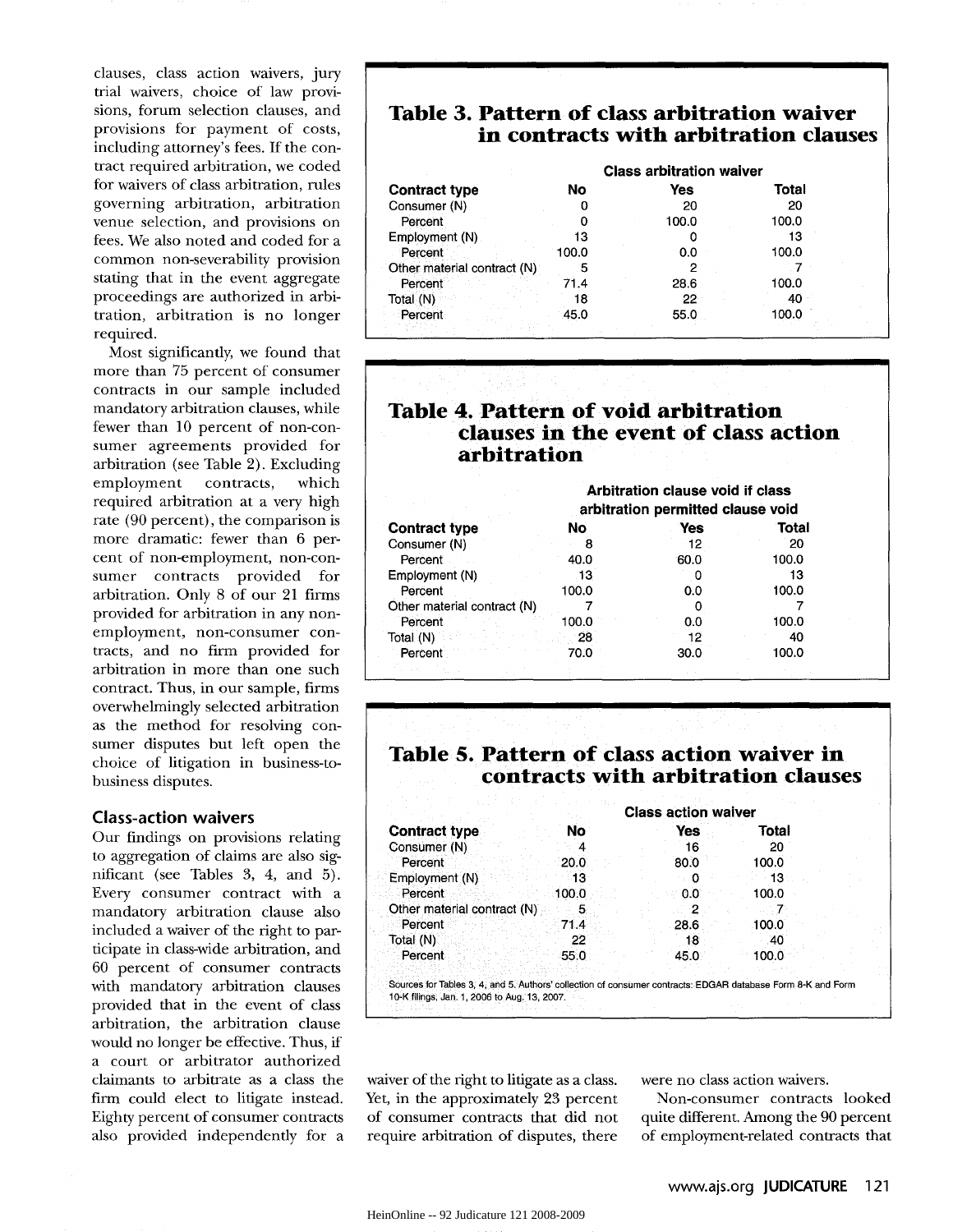clauses, class action waivers, jury trial waivers, choice of law provisions, forum selection clauses, and provisions for payment of costs, including attorney's fees. If the contract required arbitration, we coded for waivers of class arbitration, rules governing arbitration, arbitration venue selection, and provisions on fees. We also noted and coded for a common non-severability provision stating that in the event aggregate proceedings are authorized in arbitration, arbitration is no longer required.

Most significantly, we found that more than 75 percent of consumer contracts in our sample included mandatory arbitration clauses, while fewer than 10 percent of non-consumer agreements provided for arbitration (see Table 2). Excluding employment contracts, which required arbitration at a very high rate (90 percent), the comparison is more dramatic: fewer than 6 percent of non-employment, non-consumer contracts provided for arbitration. Only 8 of our 21 firms provided for arbitration in any non-employment, non-consumer contracts, and no firm provided for arbitration in more than one such contract. Thus, in our sample, firms overwhelmingly selected arbitration as the method for resolving consumer disputes but left open the choice of litigation in business-to-business disputes.

### Class-action waivers

Our findings on provisions relating to aggregation of claims are also significant (see Tables 3, 4, and 5). Every consumer contract with a mandatory arbitration clause also included a waiver of the right to participate in class-wide arbitration, and 60 percent of consumer contracts with mandatory arbitration clauses provided that in the event of class arbitration, the arbitration clause would no longer be effective. Thus, if a court or arbitrator authorized claimants to arbitrate as a class the firm could elect to litigate instead. Eighty percent of consumer contracts also provided independently for a waiver of the right to litigate as a class. Yet, in the approximately 23 percent of consumer contracts that did not require arbitration of disputes, there were no class action waivers.

Non-consumer contracts looked quite different. Among the 90 percent of employment-related contracts that

## Table 3. Pattern of class arbitration waiver in contracts with arbitration clauses

| | Class arbitration waiver | | |
|---|---|---|---|
| **Contract type** | **No** | **Yes** | **Total** |
| Consumer (N) | 0 | 20 | 20 |
| Percent | 0 | 100.0 | 100.0 |
| Employment (N) | 13 | 0 | 13 |
| Percent | 100.0 | 0.0 | 100.0 |
| Other material contract (N) | 5 | 2 | 7 |
| Percent | 71.4 | 28.6 | 100.0 |
| Total (N) | 18 | 22 | 40 |
| Percent | 45.0 | 55.0 | 100.0 |

## Table 4. Pattern of void arbitration clauses in the event of class action arbitration

| | Arbitration clause void if class arbitration permitted clause void | | |
|---|---|---|---|
| **Contract type** | **No** | **Yes** | **Total** |
| Consumer (N) | 8 | 12 | 20 |
| Percent | 40.0 | 60.0 | 100.0 |
| Employment (N) | 13 | 0 | 13 |
| Percent | 100.0 | 0.0 | 100.0 |
| Other material contract (N) | 7 | 0 | 7 |
| Percent | 100.0 | 0.0 | 100.0 |
| Total (N) | 28 | 12 | 40 |
| Percent | 70.0 | 30.0 | 100.0 |

## Table 5. Pattern of class action waiver in contracts with arbitration clauses

| | Class action waiver | | |
|---|---|---|---|
| **Contract type** | **No** | **Yes** | **Total** |
| Consumer (N) | 4 | 16 | 20 |
| Percent | 20.0 | 80.0 | 100.0 |
| Employment (N) | 13 | 0 | 13 |
| Percent | 100.0 | 0.0 | 100.0 |
| Other material contract (N) | 5 | 2 | 7 |
| Percent | 71.4 | 28.6 | 100.0 |
| Total (N) | 22 | 18 | 40 |
| Percent | 55.0 | 45.0 | 100.0 |

Sources for Tables 3, 4, and 5. Authors' collection of consumer contracts: EDGAR database Form 8-K and Form 10-K filings, Jan. 1, 2006 to Aug. 13, 2007.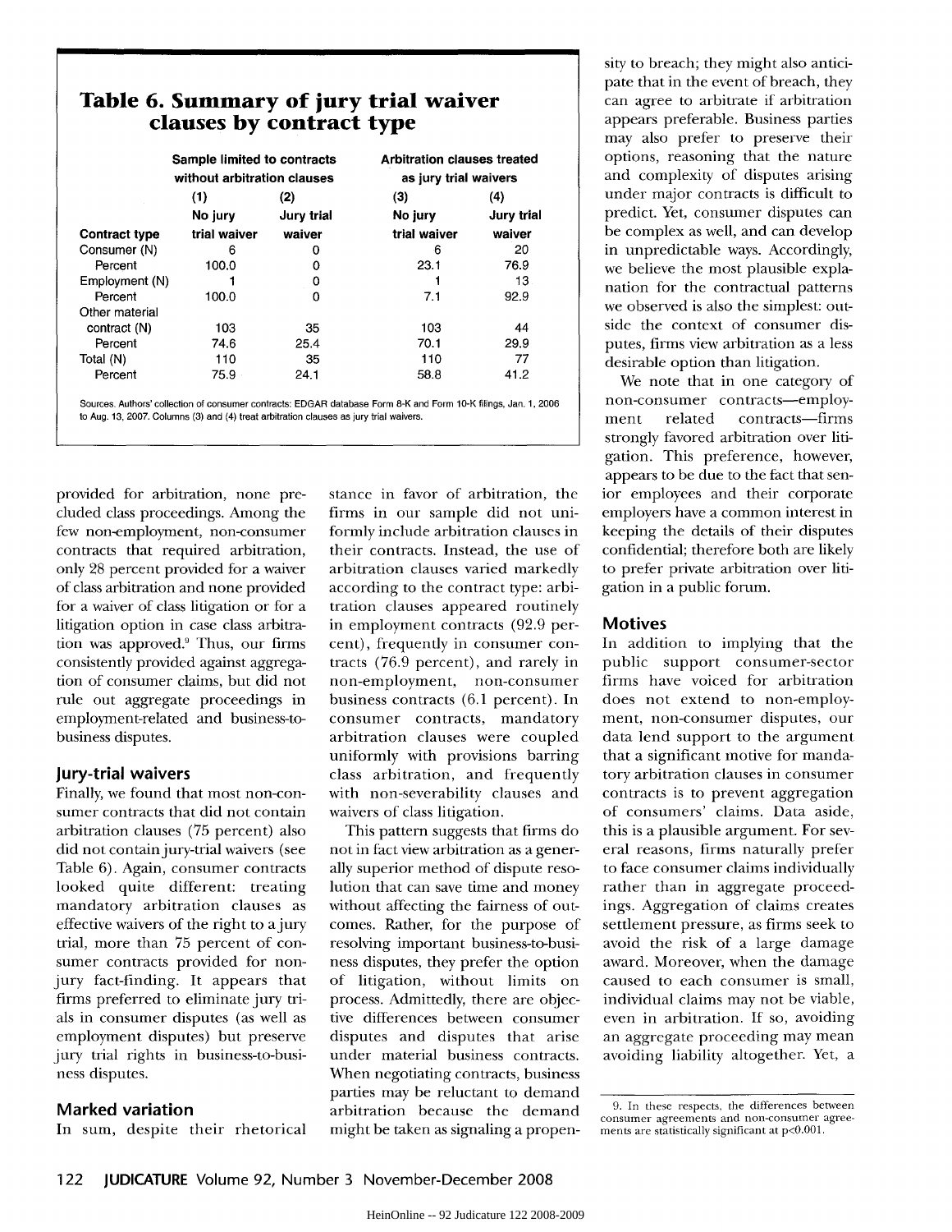## Table 6. Summary of jury trial waiver clauses by contract type

| Contract type | Sample limited to contracts without arbitration clauses | | Arbitration clauses treated as jury trial waivers | |
|---|---|---|---|---|
| | (1) No jury trial waiver | (2) Jury trial waiver | (3) No jury trial waiver | (4) Jury trial waiver |
| Consumer (N) | 6 | 0 | 6 | 20 |
| Percent | 100.0 | 0 | 23.1 | 76.9 |
| Employment (N) | 1 | 0 | 1 | 13 |
| Percent | 100.0 | 0 | 7.1 | 92.9 |
| Other material contract (N) | 103 | 35 | 103 | 44 |
| Percent | 74.6 | 25.4 | 70.1 | 29.9 |
| Total (N) | 110 | 35 | 110 | 77 |
| Percent | 75.9 | 24.1 | 58.8 | 41.2 |

Sources. Authors' collection of consumer contracts: EDGAR database Form 8-K and Form 10-K filings, Jan. 1, 2006 to Aug. 13, 2007. Columns (3) and (4) treat arbitration clauses as jury trial waivers.

provided for arbitration, none precluded class proceedings. Among the few non-employment, non-consumer contracts that required arbitration, only 28 percent provided for a waiver of class arbitration and none provided for a waiver of class litigation or for a litigation option in case class arbitration was approved.[9] Thus, our firms consistently provided against aggregation of consumer claims, but did not rule out aggregate proceedings in employment-related and business-to-business disputes.

### Jury-trial waivers

Finally, we found that most non-consumer contracts that did not contain arbitration clauses (75 percent) also did not contain jury-trial waivers (see Table 6). Again, consumer contracts looked quite different: treating mandatory arbitration clauses as effective waivers of the right to a jury trial, more than 75 percent of consumer contracts provided for non-jury fact-finding. It appears that firms preferred to eliminate jury trials in consumer disputes (as well as employment disputes) but preserve jury trial rights in business-to-business disputes.

### Marked variation

In sum, despite their rhetorical stance in favor of arbitration, the firms in our sample did not uniformly include arbitration clauses in their contracts. Instead, the use of arbitration clauses varied markedly according to the contract type: arbitration clauses appeared routinely in employment contracts (92.9 percent), frequently in consumer contracts (76.9 percent), and rarely in non-employment, non-consumer business contracts (6.1 percent). In consumer contracts, mandatory arbitration clauses were coupled uniformly with provisions barring class arbitration, and frequently with non-severability clauses and waivers of class litigation.

This pattern suggests that firms do not in fact view arbitration as a generally superior method of dispute resolution that can save time and money without affecting the fairness of outcomes. Rather, for the purpose of resolving important business-to-business disputes, they prefer the option of litigation, without limits on process. Admittedly, there are objective differences between consumer disputes and disputes that arise under material business contracts. When negotiating contracts, business parties may be reluctant to demand arbitration because the demand might be taken as signaling a propensity to breach; they might also anticipate that in the event of breach, they can agree to arbitrate if arbitration appears preferable. Business parties may also prefer to preserve their options, reasoning that the nature and complexity of disputes arising under major contracts is difficult to predict. Yet, consumer disputes can be complex as well, and can develop in unpredictable ways. Accordingly, we believe the most plausible explanation for the contractual patterns we observed is also the simplest: outside the context of consumer disputes, firms view arbitration as a less desirable option than litigation.

We note that in one category of non-consumer contracts—employment related contracts—firms strongly favored arbitration over litigation. This preference, however, appears to be due to the fact that senior employees and their corporate employers have a common interest in keeping the details of their disputes confidential; therefore both are likely to prefer private arbitration over litigation in a public forum.

### Motives

In addition to implying that the public support consumer-sector firms have voiced for arbitration does not extend to non-employment, non-consumer disputes, our data lend support to the argument that a significant motive for mandatory arbitration clauses in consumer contracts is to prevent aggregation of consumers' claims. Data aside, this is a plausible argument. For several reasons, firms naturally prefer to face consumer claims individually rather than in aggregate proceedings. Aggregation of claims creates settlement pressure, as firms seek to avoid the risk of a large damage award. Moreover, when the damage caused to each consumer is small, individual claims may not be viable, even in arbitration. If so, avoiding an aggregate proceeding may mean avoiding liability altogether. Yet, a

9. In these respects, the differences between consumer agreements and non-consumer agreements are statistically significant at $p<0.001$.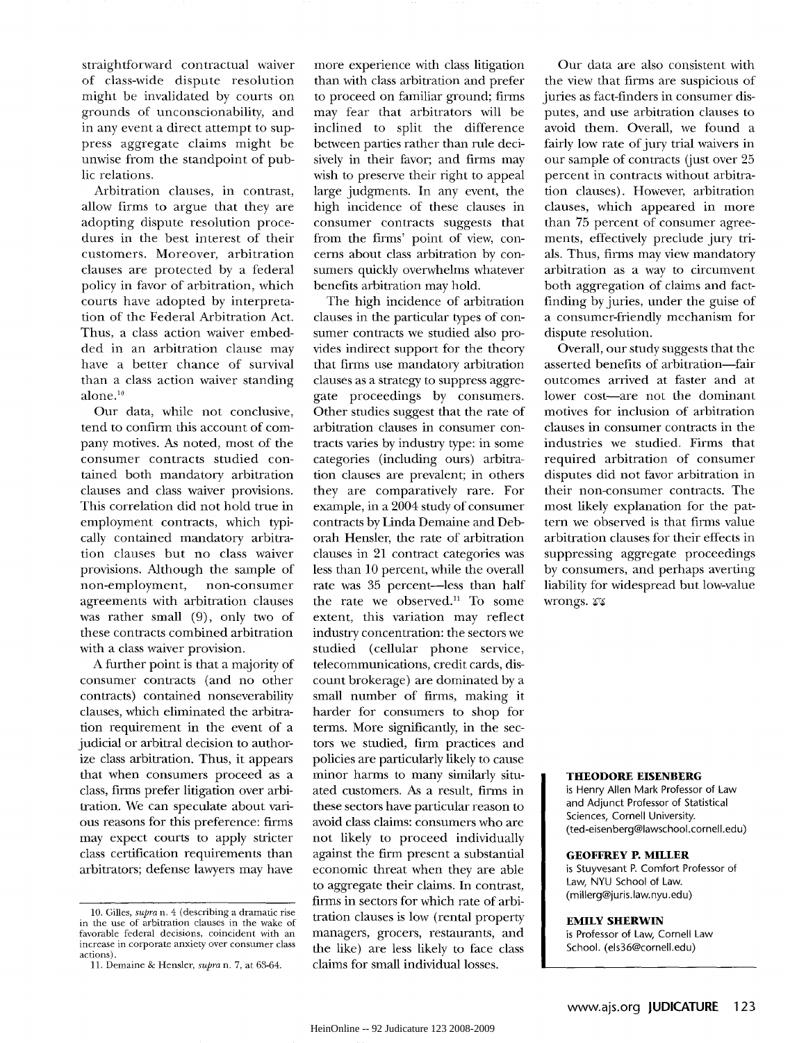straightforward contractual waiver of class-wide dispute resolution might be invalidated by courts on grounds of unconscionability, and in any event a direct attempt to suppress aggregate claims might be unwise from the standpoint of public relations.

Arbitration clauses, in contrast, allow firms to argue that they are adopting dispute resolution procedures in the best interest of their customers. Moreover, arbitration clauses are protected by a federal policy in favor of arbitration, which courts have adopted by interpretation of the Federal Arbitration Act. Thus, a class action waiver embedded in an arbitration clause may have a better chance of survival than a class action waiver standing alone.[10]

Our data, while not conclusive, tend to confirm this account of company motives. As noted, most of the consumer contracts studied contained both mandatory arbitration clauses and class waiver provisions. This correlation did not hold true in employment contracts, which typically contained mandatory arbitration clauses but no class waiver provisions. Although the sample of non-employment, non-consumer agreements with arbitration clauses was rather small (9), only two of these contracts combined arbitration with a class waiver provision.

A further point is that a majority of consumer contracts (and no other contracts) contained nonseverability clauses, which eliminated the arbitration requirement in the event of a judicial or arbitral decision to authorize class arbitration. Thus, it appears that when consumers proceed as a class, firms prefer litigation over arbitration. We can speculate about various reasons for this preference: firms may expect courts to apply stricter class certification requirements than arbitrators; defense lawyers may have more experience with class litigation than with class arbitration and prefer to proceed on familiar ground; firms may fear that arbitrators will be inclined to split the difference between parties rather than rule decisively in their favor; and firms may wish to preserve their right to appeal large judgments. In any event, the high incidence of these clauses in consumer contracts suggests that from the firms' point of view, concerns about class arbitration by consumers quickly overwhelms whatever benefits arbitration may hold.

The high incidence of arbitration clauses in the particular types of consumer contracts we studied also provides indirect support for the theory that firms use mandatory arbitration clauses as a strategy to suppress aggregate proceedings by consumers. Other studies suggest that the rate of arbitration clauses in consumer contracts varies by industry type: in some categories (including ours) arbitration clauses are prevalent; in others they are comparatively rare. For example, in a 2004 study of consumer contracts by Linda Demaine and Deborah Hensler, the rate of arbitration clauses in 21 contract categories was less than 10 percent, while the overall rate was 35 percent—less than half the rate we observed.[11] To some extent, this variation may reflect industry concentration: the sectors we studied (cellular phone service, telecommunications, credit cards, discount brokerage) are dominated by a small number of firms, making it harder for consumers to shop for terms. More significantly, in the sectors we studied, firm practices and policies are particularly likely to cause minor harms to many similarly situated customers. As a result, firms in these sectors have particular reason to avoid class claims: consumers who are not likely to proceed individually against the firm present a substantial economic threat when they are able to aggregate their claims. In contrast, firms in sectors for which rate of arbitration clauses is low (rental property managers, grocers, restaurants, and the like) are less likely to face class claims for small individual losses.

Our data are also consistent with the view that firms are suspicious of juries as fact-finders in consumer disputes, and use arbitration clauses to avoid them. Overall, we found a fairly low rate of jury trial waivers in our sample of contracts (just over 25 percent in contracts without arbitration clauses). However, arbitration clauses, which appeared in more than 75 percent of consumer agreements, effectively preclude jury trials. Thus, firms may view mandatory arbitration as a way to circumvent both aggregation of claims and fact-finding by juries, under the guise of a consumer-friendly mechanism for dispute resolution.

Overall, our study suggests that the asserted benefits of arbitration—fair outcomes arrived at faster and at lower cost—are not the dominant motives for inclusion of arbitration clauses in consumer contracts in the industries we studied. Firms that required arbitration of consumer disputes did not favor arbitration in their non-consumer contracts. The most likely explanation for the pattern we observed is that firms value arbitration clauses for their effects in suppressing aggregate proceedings by consumers, and perhaps averting liability for widespread but low-value wrongs.

**THEODORE EISENBERG**
is Henry Allen Mark Professor of Law and Adjunct Professor of Statistical Sciences, Cornell University. (ted-eisenberg@lawschool.cornell.edu)

**GEOFFREY P. MILLER**
is Stuyvesant P. Comfort Professor of Law, NYU School of Law. (millerg@juris.law.nyu.edu)

**EMILY SHERWIN**
is Professor of Law, Cornell Law School. (els36@cornell.edu)

---

10. Gilles, *supra* n. 4 (describing a dramatic rise in the use of arbitration clauses in the wake of favorable federal decisions, coincident with an increase in corporate anxiety over consumer class actions).

11. Demaine & Hensler, *supra* n. 7, at 63-64.